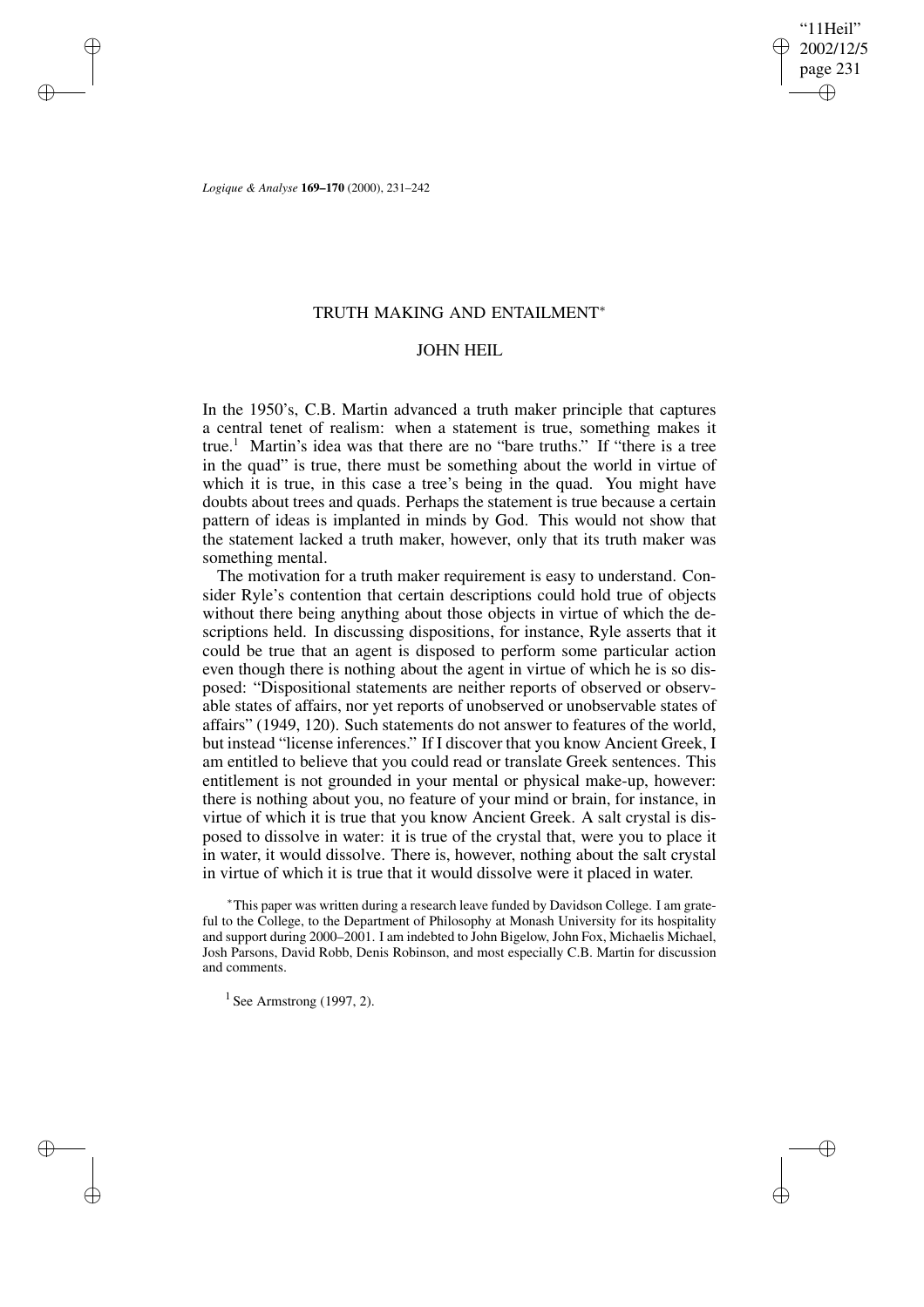# TRUTH MAKING AND ENTAILMENT*

## JOHN HEIL

In the 1950's, C.B. Martin advanced a truth maker principle that captures a central tenet of realism: when a statement is true, something makes it true.[1] Martin's idea was that there are no "bare truths." If "there is a tree in the quad" is true, there must be something about the world in virtue of which it is true, in this case a tree's being in the quad. You might have doubts about trees and quads. Perhaps the statement is true because a certain pattern of ideas is implanted in minds by God. This would not show that the statement lacked a truth maker, however, only that its truth maker was something mental.

The motivation for a truth maker requirement is easy to understand. Consider Ryle's contention that certain descriptions could hold true of objects without there being anything about those objects in virtue of which the descriptions held. In discussing dispositions, for instance, Ryle asserts that it could be true that an agent is disposed to perform some particular action even though there is nothing about the agent in virtue of which he is so disposed: "Dispositional statements are neither reports of observed or observable states of affairs, nor yet reports of unobserved or unobservable states of affairs" (1949, 120). Such statements do not answer to features of the world, but instead "license inferences." If I discover that you know Ancient Greek, I am entitled to believe that you could read or translate Greek sentences. This entitlement is not grounded in your mental or physical make-up, however: there is nothing about you, no feature of your mind or brain, for instance, in virtue of which it is true that you know Ancient Greek. A salt crystal is disposed to dissolve in water: it is true of the crystal that, were you to place it in water, it would dissolve. There is, however, nothing about the salt crystal in virtue of which it is true that it would dissolve were it placed in water.

*This paper was written during a research leave funded by Davidson College. I am grateful to the College, to the Department of Philosophy at Monash University for its hospitality and support during 2000–2001. I am indebted to John Bigelow, John Fox, Michaelis Michael, Josh Parsons, David Robb, Denis Robinson, and most especially C.B. Martin for discussion and comments.

[1] See Armstrong (1997, 2).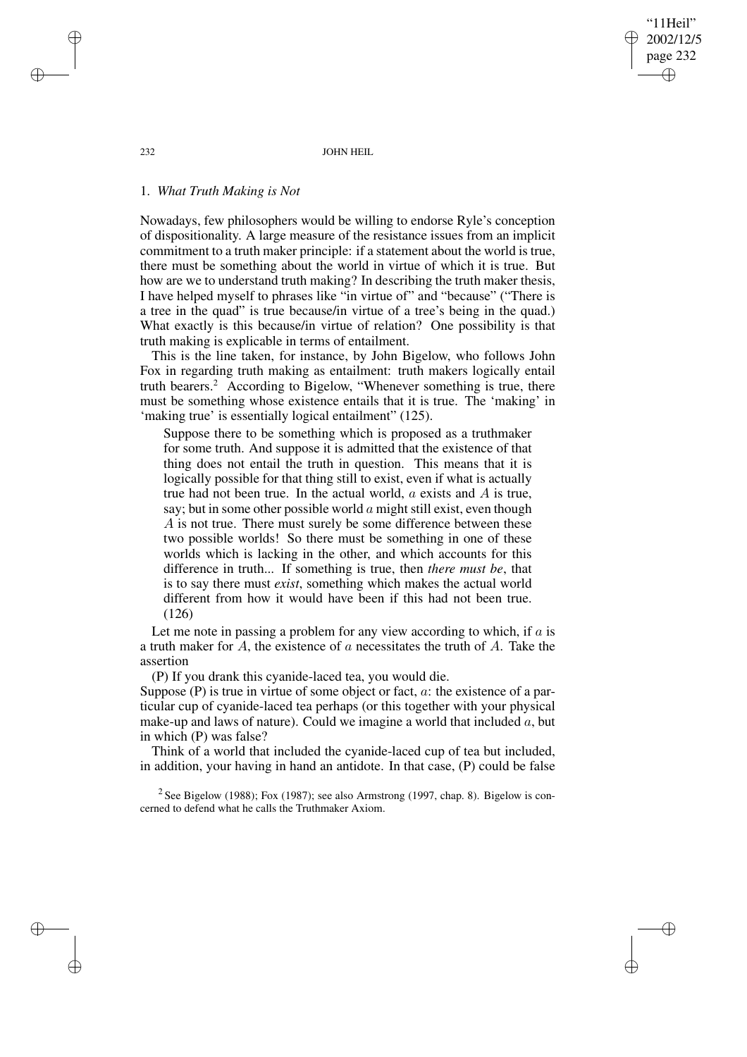## 1. *What Truth Making is Not*

Nowadays, few philosophers would be willing to endorse Ryle's conception of dispositionality. A large measure of the resistance issues from an implicit commitment to a truth maker principle: if a statement about the world is true, there must be something about the world in virtue of which it is true. But how are we to understand truth making? In describing the truth maker thesis, I have helped myself to phrases like "in virtue of" and "because" ("There is a tree in the quad" is true because/in virtue of a tree's being in the quad.) What exactly is this because/in virtue of relation? One possibility is that truth making is explicable in terms of entailment.

This is the line taken, for instance, by John Bigelow, who follows John Fox in regarding truth making as entailment: truth makers logically entail truth bearers.[2] According to Bigelow, "Whenever something is true, there must be something whose existence entails that it is true. The 'making' in 'making true' is essentially logical entailment" (125).

> Suppose there to be something which is proposed as a truthmaker for some truth. And suppose it is admitted that the existence of that thing does not entail the truth in question. This means that it is logically possible for that thing still to exist, even if what is actually true had not been true. In the actual world, $a$ exists and $A$ is true, say; but in some other possible world $a$ might still exist, even though $A$ is not true. There must surely be some difference between these two possible worlds! So there must be something in one of these worlds which is lacking in the other, and which accounts for this difference in truth... If something is true, then *there must be*, that is to say there must *exist*, something which makes the actual world different from how it would have been if this had not been true. (126)

Let me note in passing a problem for any view according to which, if $a$ is a truth maker for $A$, the existence of $a$ necessitates the truth of $A$. Take the assertion

(P) If you drank this cyanide-laced tea, you would die.

Suppose (P) is true in virtue of some object or fact, $a$: the existence of a particular cup of cyanide-laced tea perhaps (or this together with your physical make-up and laws of nature). Could we imagine a world that included $a$, but in which (P) was false?

Think of a world that included the cyanide-laced cup of tea but included, in addition, your having in hand an antidote. In that case, (P) could be false

---

[2] See Bigelow (1988); Fox (1987); see also Armstrong (1997, chap. 8). Bigelow is concerned to defend what he calls the Truthmaker Axiom.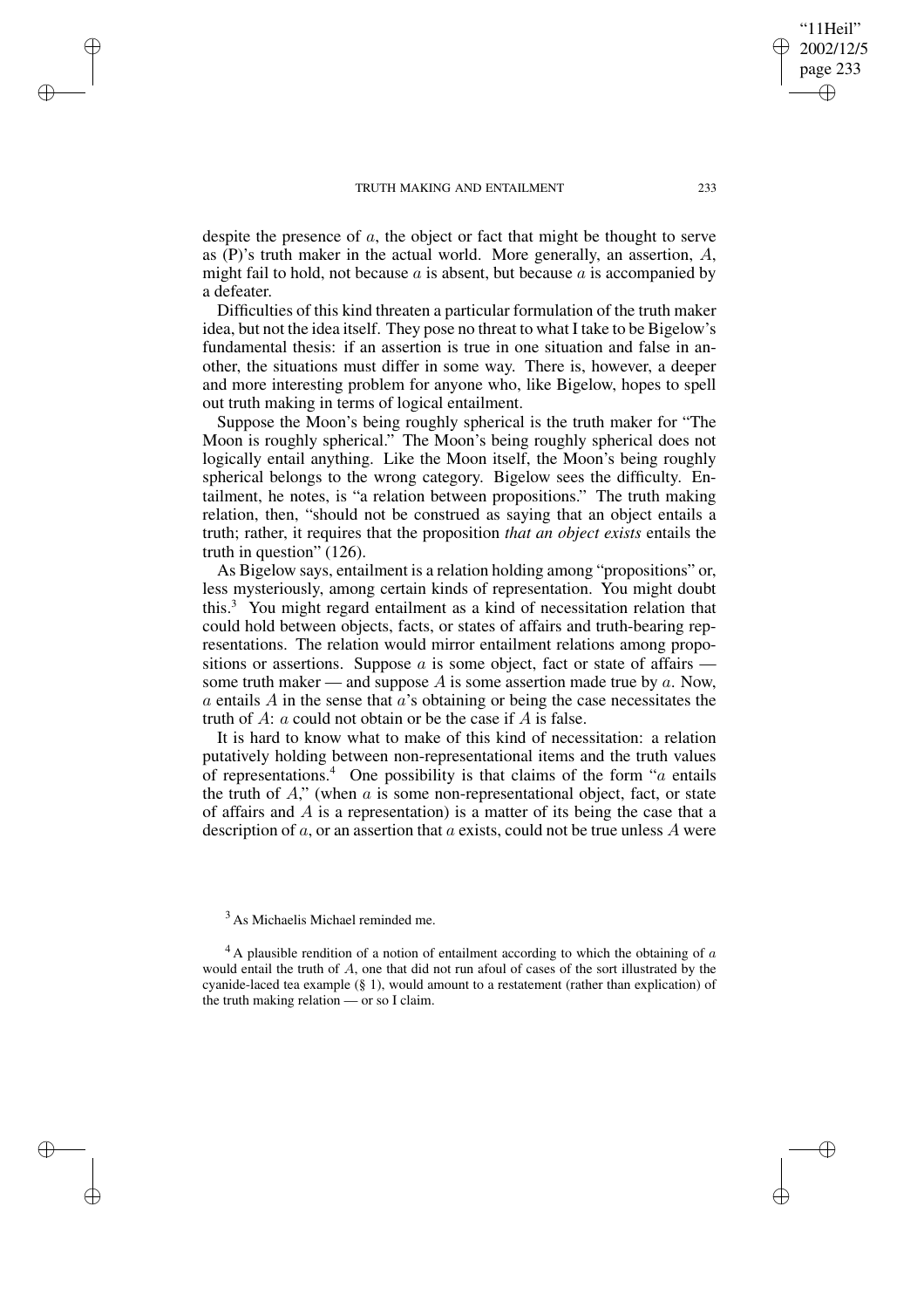despite the presence of $a$, the object or fact that might be thought to serve as (P)'s truth maker in the actual world. More generally, an assertion, $A$, might fail to hold, not because $a$ is absent, but because $a$ is accompanied by a defeater.

Difficulties of this kind threaten a particular formulation of the truth maker idea, but not the idea itself. They pose no threat to what I take to be Bigelow's fundamental thesis: if an assertion is true in one situation and false in another, the situations must differ in some way. There is, however, a deeper and more interesting problem for anyone who, like Bigelow, hopes to spell out truth making in terms of logical entailment.

Suppose the Moon's being roughly spherical is the truth maker for "The Moon is roughly spherical." The Moon's being roughly spherical does not logically entail anything. Like the Moon itself, the Moon's being roughly spherical belongs to the wrong category. Bigelow sees the difficulty. Entailment, he notes, is "a relation between propositions." The truth making relation, then, "should not be construed as saying that an object entails a truth; rather, it requires that the proposition *that an object exists* entails the truth in question" (126).

As Bigelow says, entailment is a relation holding among "propositions" or, less mysteriously, among certain kinds of representation. You might doubt this.[3] You might regard entailment as a kind of necessitation relation that could hold between objects, facts, or states of affairs and truth-bearing representations. The relation would mirror entailment relations among propositions or assertions. Suppose $a$ is some object, fact or state of affairs — some truth maker — and suppose $A$ is some assertion made true by $a$. Now, $a$ entails $A$ in the sense that $a$'s obtaining or being the case necessitates the truth of $A$: $a$ could not obtain or be the case if $A$ is false.

It is hard to know what to make of this kind of necessitation: a relation putatively holding between non-representational items and the truth values of representations.[4] One possibility is that claims of the form "$a$ entails the truth of $A$," (when $a$ is some non-representational object, fact, or state of affairs and $A$ is a representation) is a matter of its being the case that a description of $a$, or an assertion that $a$ exists, could not be true unless $A$ were

[3] As Michaelis Michael reminded me.

[4] A plausible rendition of a notion of entailment according to which the obtaining of $a$ would entail the truth of $A$, one that did not run afoul of cases of the sort illustrated by the cyanide-laced tea example (§ 1), would amount to a restatement (rather than explication) of the truth making relation — or so I claim.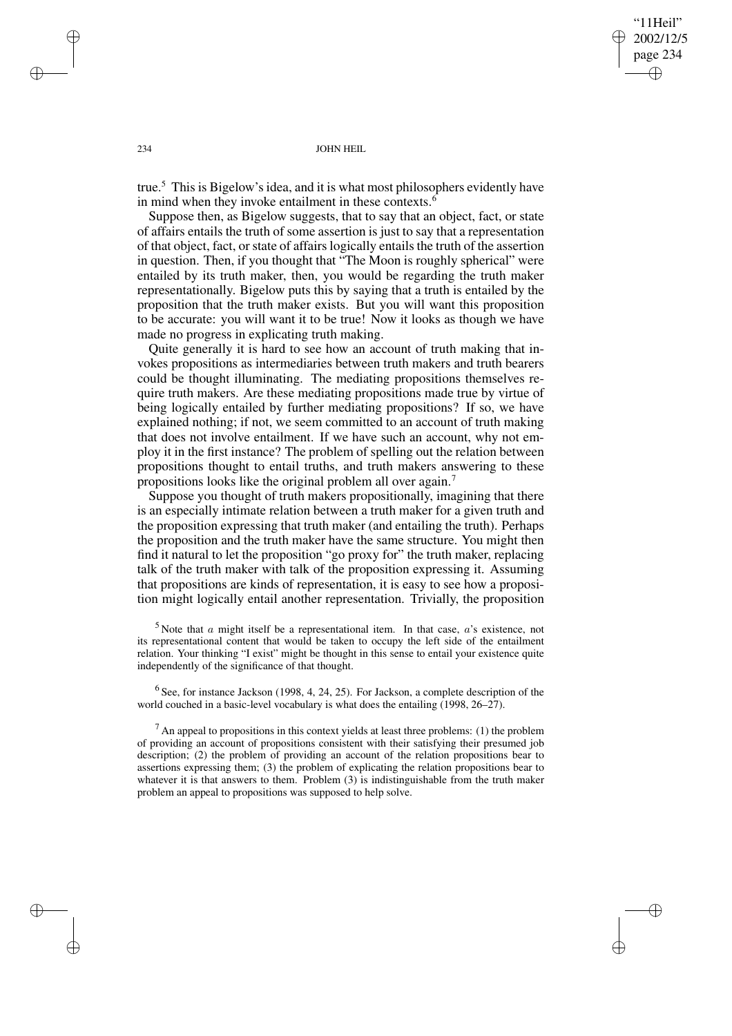true.[5] This is Bigelow's idea, and it is what most philosophers evidently have in mind when they invoke entailment in these contexts.[6]

Suppose then, as Bigelow suggests, that to say that an object, fact, or state of affairs entails the truth of some assertion is just to say that a representation of that object, fact, or state of affairs logically entails the truth of the assertion in question. Then, if you thought that "The Moon is roughly spherical" were entailed by its truth maker, then, you would be regarding the truth maker representationally. Bigelow puts this by saying that a truth is entailed by the proposition that the truth maker exists. But you will want this proposition to be accurate: you will want it to be true! Now it looks as though we have made no progress in explicating truth making.

Quite generally it is hard to see how an account of truth making that invokes propositions as intermediaries between truth makers and truth bearers could be thought illuminating. The mediating propositions themselves require truth makers. Are these mediating propositions made true by virtue of being logically entailed by further mediating propositions? If so, we have explained nothing; if not, we seem committed to an account of truth making that does not involve entailment. If we have such an account, why not employ it in the first instance? The problem of spelling out the relation between propositions thought to entail truths, and truth makers answering to these propositions looks like the original problem all over again.[7]

Suppose you thought of truth makers propositionally, imagining that there is an especially intimate relation between a truth maker for a given truth and the proposition expressing that truth maker (and entailing the truth). Perhaps the proposition and the truth maker have the same structure. You might then find it natural to let the proposition "go proxy for" the truth maker, replacing talk of the truth maker with talk of the proposition expressing it. Assuming that propositions are kinds of representation, it is easy to see how a proposition might logically entail another representation. Trivially, the proposition

[5] Note that $a$ might itself be a representational item. In that case, $a$'s existence, not its representational content that would be taken to occupy the left side of the entailment relation. Your thinking "I exist" might be thought in this sense to entail your existence quite independently of the significance of that thought.

[6] See, for instance Jackson (1998, 4, 24, 25). For Jackson, a complete description of the world couched in a basic-level vocabulary is what does the entailing (1998, 26–27).

[7] An appeal to propositions in this context yields at least three problems: (1) the problem of providing an account of propositions consistent with their satisfying their presumed job description; (2) the problem of providing an account of the relation propositions bear to assertions expressing them; (3) the problem of explicating the relation propositions bear to whatever it is that answers to them. Problem (3) is indistinguishable from the truth maker problem an appeal to propositions was supposed to help solve.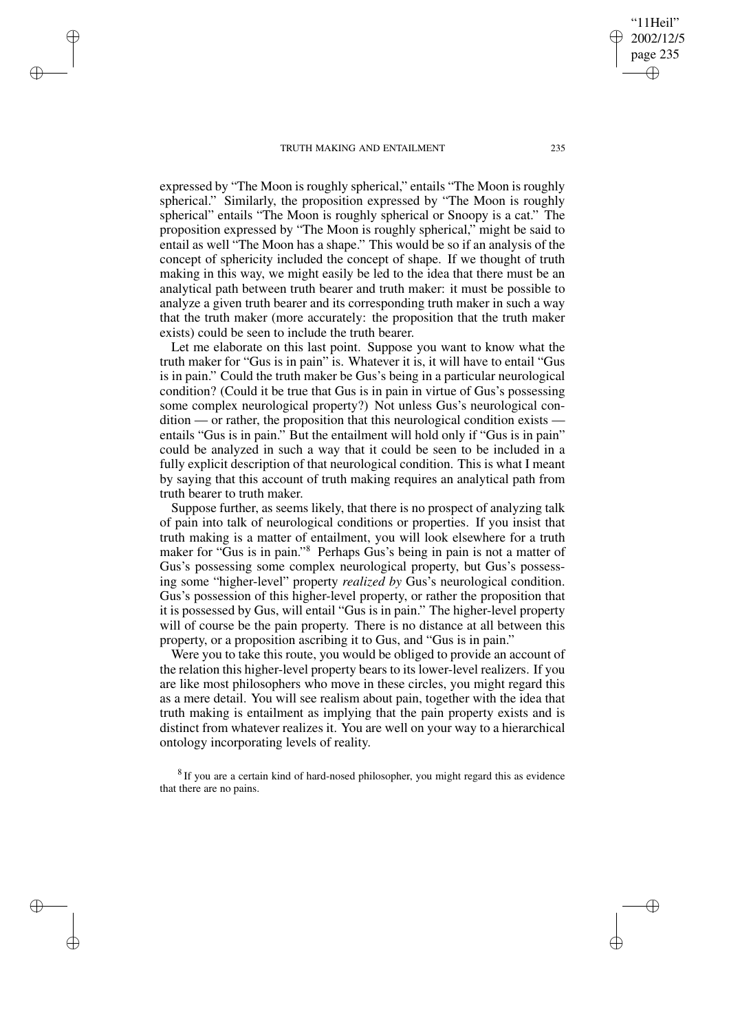expressed by "The Moon is roughly spherical," entails "The Moon is roughly spherical." Similarly, the proposition expressed by "The Moon is roughly spherical" entails "The Moon is roughly spherical or Snoopy is a cat." The proposition expressed by "The Moon is roughly spherical," might be said to entail as well "The Moon has a shape." This would be so if an analysis of the concept of sphericity included the concept of shape. If we thought of truth making in this way, we might easily be led to the idea that there must be an analytical path between truth bearer and truth maker: it must be possible to analyze a given truth bearer and its corresponding truth maker in such a way that the truth maker (more accurately: the proposition that the truth maker exists) could be seen to include the truth bearer.

Let me elaborate on this last point. Suppose you want to know what the truth maker for "Gus is in pain" is. Whatever it is, it will have to entail "Gus is in pain." Could the truth maker be Gus's being in a particular neurological condition? (Could it be true that Gus is in pain in virtue of Gus's possessing some complex neurological property?) Not unless Gus's neurological condition — or rather, the proposition that this neurological condition exists — entails "Gus is in pain." But the entailment will hold only if "Gus is in pain" could be analyzed in such a way that it could be seen to be included in a fully explicit description of that neurological condition. This is what I meant by saying that this account of truth making requires an analytical path from truth bearer to truth maker.

Suppose further, as seems likely, that there is no prospect of analyzing talk of pain into talk of neurological conditions or properties. If you insist that truth making is a matter of entailment, you will look elsewhere for a truth maker for "Gus is in pain."[8] Perhaps Gus's being in pain is not a matter of Gus's possessing some complex neurological property, but Gus's possessing some "higher-level" property *realized by* Gus's neurological condition. Gus's possession of this higher-level property, or rather the proposition that it is possessed by Gus, will entail "Gus is in pain." The higher-level property will of course be the pain property. There is no distance at all between this property, or a proposition ascribing it to Gus, and "Gus is in pain."

Were you to take this route, you would be obliged to provide an account of the relation this higher-level property bears to its lower-level realizers. If you are like most philosophers who move in these circles, you might regard this as a mere detail. You will see realism about pain, together with the idea that truth making is entailment as implying that the pain property exists and is distinct from whatever realizes it. You are well on your way to a hierarchical ontology incorporating levels of reality.

[8] If you are a certain kind of hard-nosed philosopher, you might regard this as evidence that there are no pains.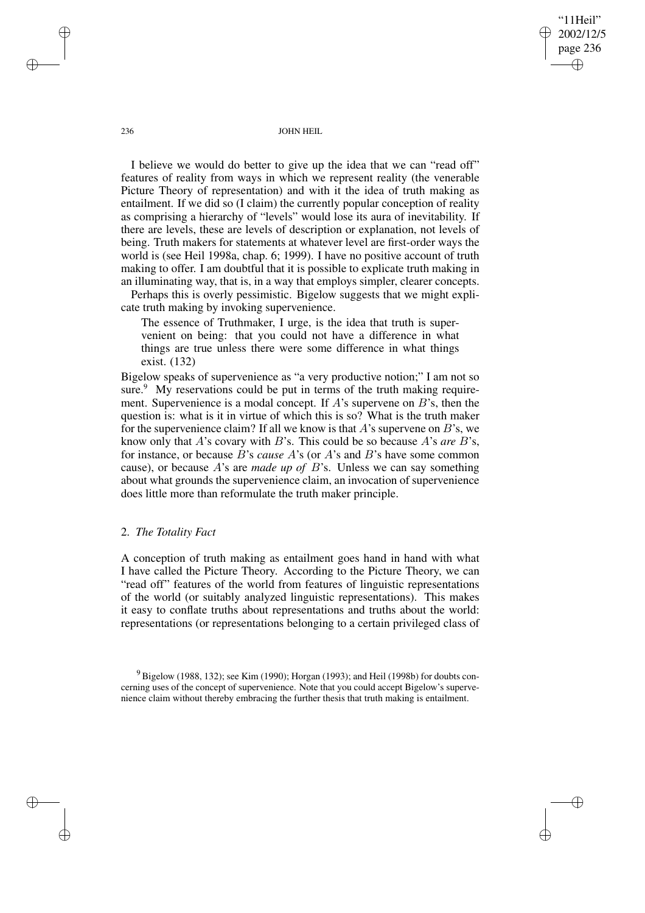I believe we would do better to give up the idea that we can "read off" features of reality from ways in which we represent reality (the venerable Picture Theory of representation) and with it the idea of truth making as entailment. If we did so (I claim) the currently popular conception of reality as comprising a hierarchy of "levels" would lose its aura of inevitability. If there are levels, these are levels of description or explanation, not levels of being. Truth makers for statements at whatever level are first-order ways the world is (see Heil 1998a, chap. 6; 1999). I have no positive account of truth making to offer. I am doubtful that it is possible to explicate truth making in an illuminating way, that is, in a way that employs simpler, clearer concepts.

Perhaps this is overly pessimistic. Bigelow suggests that we might explicate truth making by invoking supervenience.

> The essence of Truthmaker, I urge, is the idea that truth is supervenient on being: that you could not have a difference in what things are true unless there were some difference in what things exist. (132)

Bigelow speaks of supervenience as "a very productive notion;" I am not so sure.[9] My reservations could be put in terms of the truth making requirement. Supervenience is a modal concept. If $A$'s supervene on $B$'s, then the question is: what is it in virtue of which this is so? What is the truth maker for the supervenience claim? If all we know is that $A$'s supervene on $B$'s, we know only that $A$'s covary with $B$'s. This could be so because $A$'s *are* $B$'s, for instance, or because $B$'s *cause* $A$'s (or $A$'s and $B$'s have some common cause), or because $A$'s are *made up of* $B$'s. Unless we can say something about what grounds the supervenience claim, an invocation of supervenience does little more than reformulate the truth maker principle.

## 2. *The Totality Fact*

A conception of truth making as entailment goes hand in hand with what I have called the Picture Theory. According to the Picture Theory, we can "read off" features of the world from features of linguistic representations of the world (or suitably analyzed linguistic representations). This makes it easy to conflate truths about representations and truths about the world: representations (or representations belonging to a certain privileged class of

[9] Bigelow (1988, 132); see Kim (1990); Horgan (1993); and Heil (1998b) for doubts concerning uses of the concept of supervenience. Note that you could accept Bigelow's supervenience claim without thereby embracing the further thesis that truth making is entailment.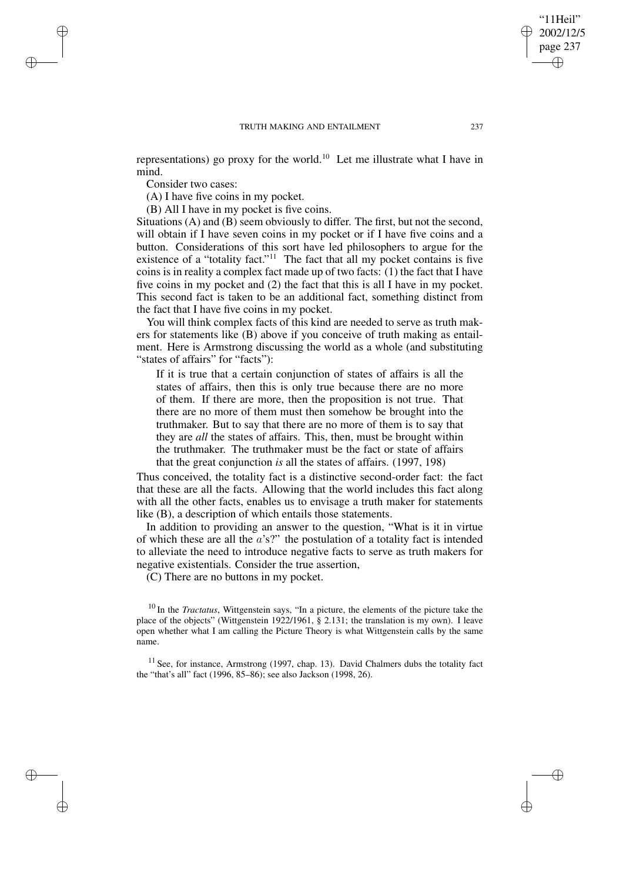representations) go proxy for the world.[10] Let me illustrate what I have in mind.

Consider two cases:

(A) I have five coins in my pocket.

(B) All I have in my pocket is five coins.

Situations (A) and (B) seem obviously to differ. The first, but not the second, will obtain if I have seven coins in my pocket or if I have five coins and a button. Considerations of this sort have led philosophers to argue for the existence of a "totality fact."[11] The fact that all my pocket contains is five coins is in reality a complex fact made up of two facts: (1) the fact that I have five coins in my pocket and (2) the fact that this is all I have in my pocket. This second fact is taken to be an additional fact, something distinct from the fact that I have five coins in my pocket.

You will think complex facts of this kind are needed to serve as truth makers for statements like (B) above if you conceive of truth making as entailment. Here is Armstrong discussing the world as a whole (and substituting "states of affairs" for "facts"):

> If it is true that a certain conjunction of states of affairs is all the states of affairs, then this is only true because there are no more of them. If there are more, then the proposition is not true. That there are no more of them must then somehow be brought into the truthmaker. But to say that there are no more of them is to say that they are *all* the states of affairs. This, then, must be brought within the truthmaker. The truthmaker must be the fact or state of affairs that the great conjunction *is* all the states of affairs. (1997, 198)

Thus conceived, the totality fact is a distinctive second-order fact: the fact that these are all the facts. Allowing that the world includes this fact along with all the other facts, enables us to envisage a truth maker for statements like (B), a description of which entails those statements.

In addition to providing an answer to the question, "What is it in virtue of which these are all the $a$'s?" the postulation of a totality fact is intended to alleviate the need to introduce negative facts to serve as truth makers for negative existentials. Consider the true assertion,

(C) There are no buttons in my pocket.

[10] In the *Tractatus*, Wittgenstein says, "In a picture, the elements of the picture take the place of the objects" (Wittgenstein 1922/1961, § 2.131; the translation is my own). I leave open whether what I am calling the Picture Theory is what Wittgenstein calls by the same name.

[11] See, for instance, Armstrong (1997, chap. 13). David Chalmers dubs the totality fact the "that's all" fact (1996, 85–86); see also Jackson (1998, 26).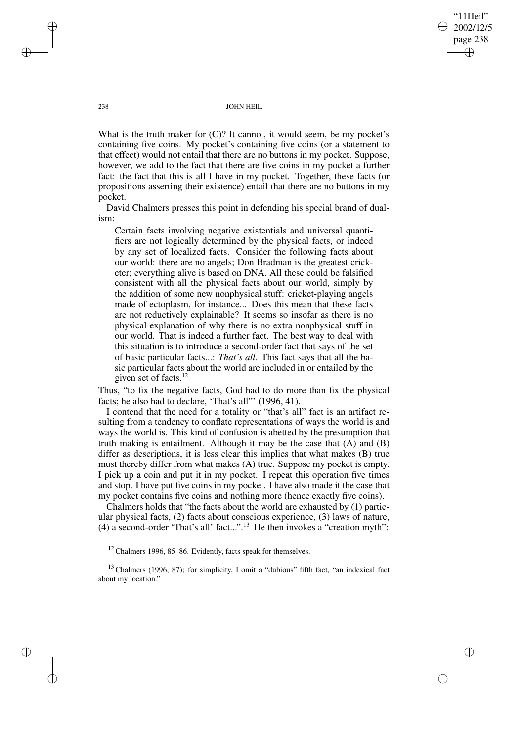What is the truth maker for (C)? It cannot, it would seem, be my pocket's containing five coins. My pocket's containing five coins (or a statement to that effect) would not entail that there are no buttons in my pocket. Suppose, however, we add to the fact that there are five coins in my pocket a further fact: the fact that this is all I have in my pocket. Together, these facts (or propositions asserting their existence) entail that there are no buttons in my pocket.

David Chalmers presses this point in defending his special brand of dualism:

> Certain facts involving negative existentials and universal quantifiers are not logically determined by the physical facts, or indeed by any set of localized facts. Consider the following facts about our world: there are no angels; Don Bradman is the greatest cricketer; everything alive is based on DNA. All these could be falsified consistent with all the physical facts about our world, simply by the addition of some new nonphysical stuff: cricket-playing angels made of ectoplasm, for instance... Does this mean that these facts are not reductively explainable? It seems so insofar as there is no physical explanation of why there is no extra nonphysical stuff in our world. That is indeed a further fact. The best way to deal with this situation is to introduce a second-order fact that says of the set of basic particular facts...: *That's all.* This fact says that all the basic particular facts about the world are included in or entailed by the given set of facts.[12]

Thus, "to fix the negative facts, God had to do more than fix the physical facts; he also had to declare, 'That's all'" (1996, 41).

I contend that the need for a totality or "that's all" fact is an artifact resulting from a tendency to conflate representations of ways the world is and ways the world is. This kind of confusion is abetted by the presumption that truth making is entailment. Although it may be the case that (A) and (B) differ as descriptions, it is less clear this implies that what makes (B) true must thereby differ from what makes (A) true. Suppose my pocket is empty. I pick up a coin and put it in my pocket. I repeat this operation five times and stop. I have put five coins in my pocket. I have also made it the case that my pocket contains five coins and nothing more (hence exactly five coins).

Chalmers holds that "the facts about the world are exhausted by (1) particular physical facts, (2) facts about conscious experience, (3) laws of nature, (4) a second-order 'That's all' fact...".[13] He then invokes a "creation myth":

[12] Chalmers 1996, 85–86. Evidently, facts speak for themselves.

[13] Chalmers (1996, 87); for simplicity, I omit a "dubious" fifth fact, "an indexical fact about my location."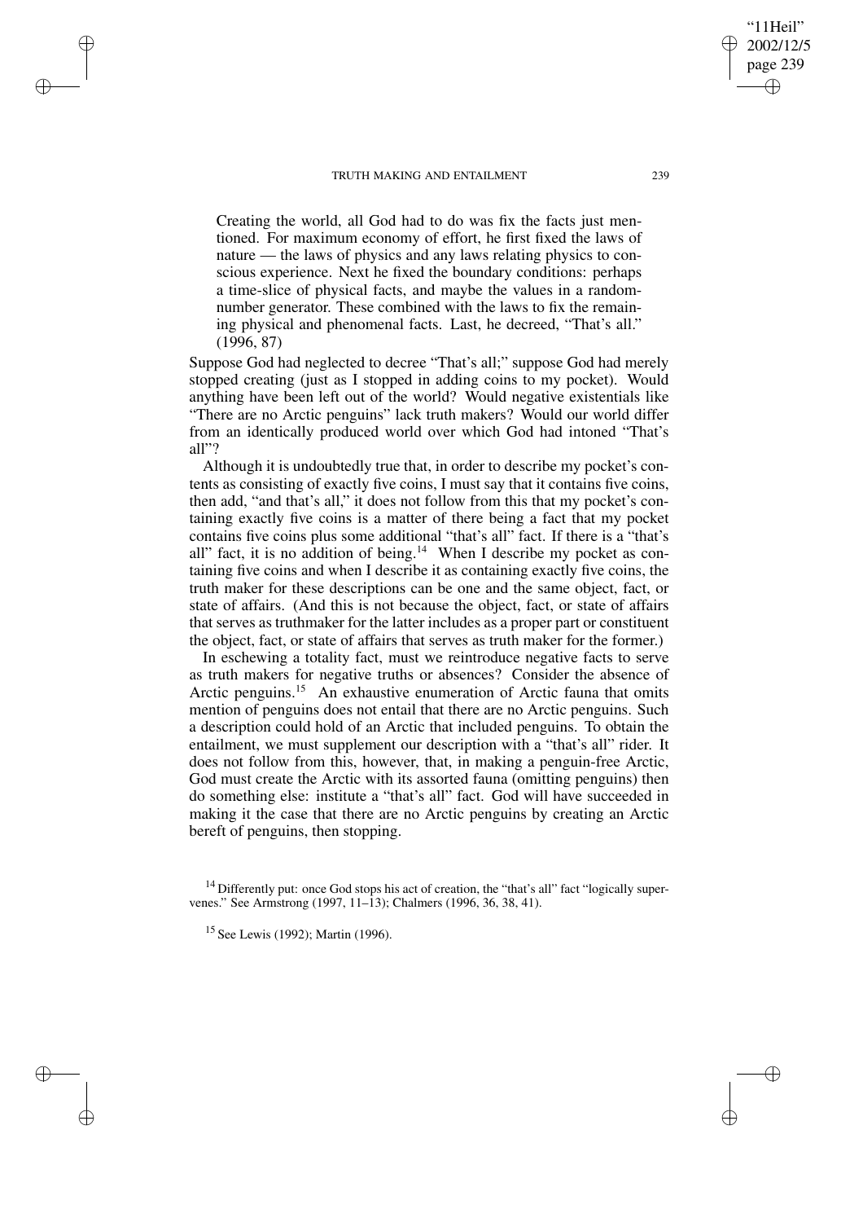> Creating the world, all God had to do was fix the facts just mentioned. For maximum economy of effort, he first fixed the laws of nature — the laws of physics and any laws relating physics to conscious experience. Next he fixed the boundary conditions: perhaps a time-slice of physical facts, and maybe the values in a random-number generator. These combined with the laws to fix the remaining physical and phenomenal facts. Last, he decreed, "That's all." (1996, 87)

Suppose God had neglected to decree "That's all;" suppose God had merely stopped creating (just as I stopped in adding coins to my pocket). Would anything have been left out of the world? Would negative existentials like "There are no Arctic penguins" lack truth makers? Would our world differ from an identically produced world over which God had intoned "That's all"?

Although it is undoubtedly true that, in order to describe my pocket's contents as consisting of exactly five coins, I must say that it contains five coins, then add, "and that's all," it does not follow from this that my pocket's containing exactly five coins is a matter of there being a fact that my pocket contains five coins plus some additional "that's all" fact. If there is a "that's all" fact, it is no addition of being.[14] When I describe my pocket as containing five coins and when I describe it as containing exactly five coins, the truth maker for these descriptions can be one and the same object, fact, or state of affairs. (And this is not because the object, fact, or state of affairs that serves as truthmaker for the latter includes as a proper part or constituent the object, fact, or state of affairs that serves as truth maker for the former.)

In eschewing a totality fact, must we reintroduce negative facts to serve as truth makers for negative truths or absences? Consider the absence of Arctic penguins.[15] An exhaustive enumeration of Arctic fauna that omits mention of penguins does not entail that there are no Arctic penguins. Such a description could hold of an Arctic that included penguins. To obtain the entailment, we must supplement our description with a "that's all" rider. It does not follow from this, however, that, in making a penguin-free Arctic, God must create the Arctic with its assorted fauna (omitting penguins) then do something else: institute a "that's all" fact. God will have succeeded in making it the case that there are no Arctic penguins by creating an Arctic bereft of penguins, then stopping.

[14] Differently put: once God stops his act of creation, the "that's all" fact "logically supervenes." See Armstrong (1997, 11–13); Chalmers (1996, 36, 38, 41).

[15] See Lewis (1992); Martin (1996).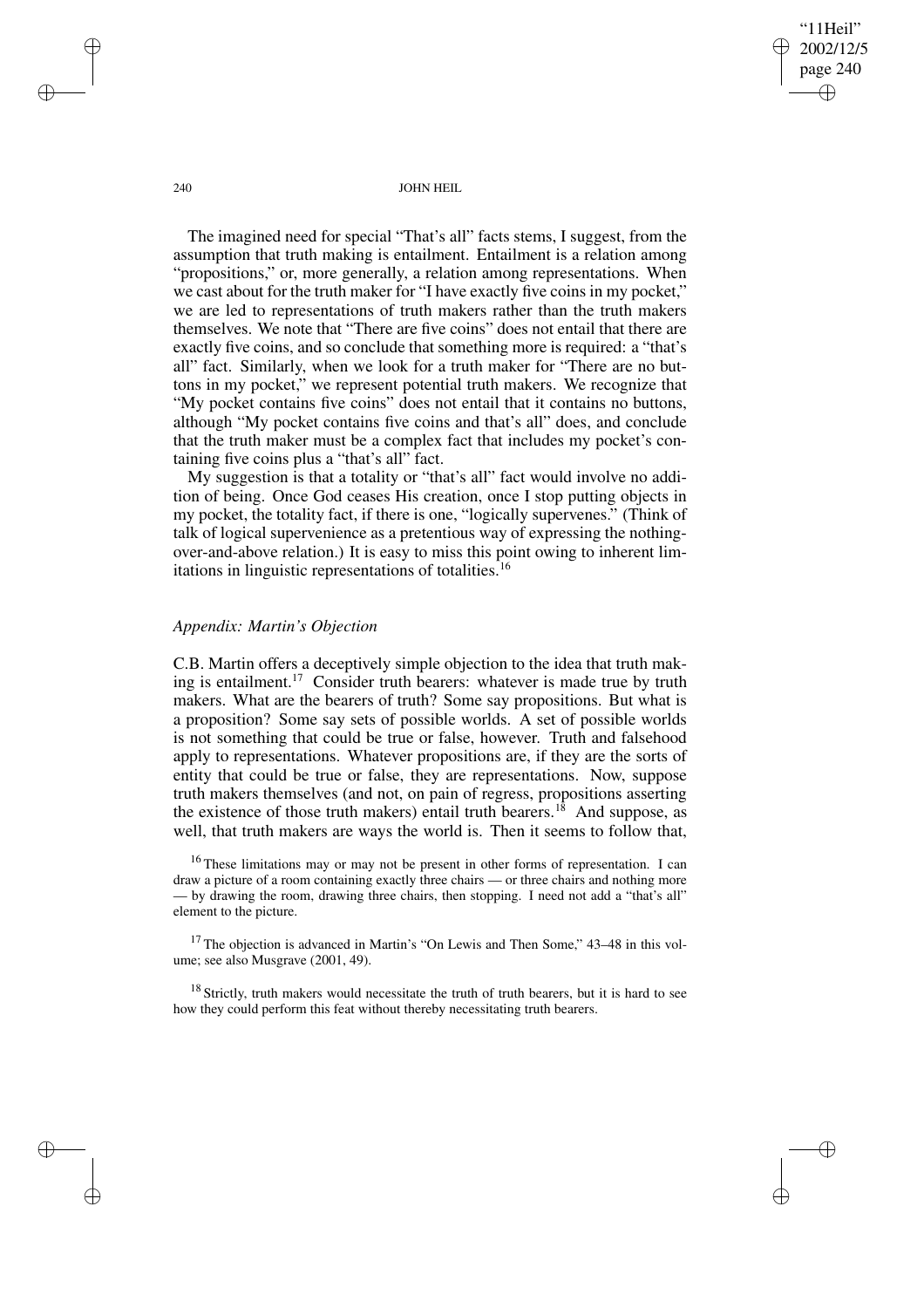The imagined need for special "That's all" facts stems, I suggest, from the assumption that truth making is entailment. Entailment is a relation among "propositions," or, more generally, a relation among representations. When we cast about for the truth maker for "I have exactly five coins in my pocket," we are led to representations of truth makers rather than the truth makers themselves. We note that "There are five coins" does not entail that there are exactly five coins, and so conclude that something more is required: a "that's all" fact. Similarly, when we look for a truth maker for "There are no buttons in my pocket," we represent potential truth makers. We recognize that "My pocket contains five coins" does not entail that it contains no buttons, although "My pocket contains five coins and that's all" does, and conclude that the truth maker must be a complex fact that includes my pocket's containing five coins plus a "that's all" fact.

My suggestion is that a totality or "that's all" fact would involve no addition of being. Once God ceases His creation, once I stop putting objects in my pocket, the totality fact, if there is one, "logically supervenes." (Think of talk of logical supervenience as a pretentious way of expressing the nothing-over-and-above relation.) It is easy to miss this point owing to inherent limitations in linguistic representations of totalities.[16]

## *Appendix: Martin's Objection*

C.B. Martin offers a deceptively simple objection to the idea that truth making is entailment.[17] Consider truth bearers: whatever is made true by truth makers. What are the bearers of truth? Some say propositions. But what is a proposition? Some say sets of possible worlds. A set of possible worlds is not something that could be true or false, however. Truth and falsehood apply to representations. Whatever propositions are, if they are the sorts of entity that could be true or false, they are representations. Now, suppose truth makers themselves (and not, on pain of regress, propositions asserting the existence of those truth makers) entail truth bearers.[18] And suppose, as well, that truth makers are ways the world is. Then it seems to follow that,

[16] These limitations may or may not be present in other forms of representation. I can draw a picture of a room containing exactly three chairs — or three chairs and nothing more — by drawing the room, drawing three chairs, then stopping. I need not add a "that's all" element to the picture.

[17] The objection is advanced in Martin's "On Lewis and Then Some," 43–48 in this volume; see also Musgrave (2001, 49).

[18] Strictly, truth makers would necessitate the truth of truth bearers, but it is hard to see how they could perform this feat without thereby necessitating truth bearers.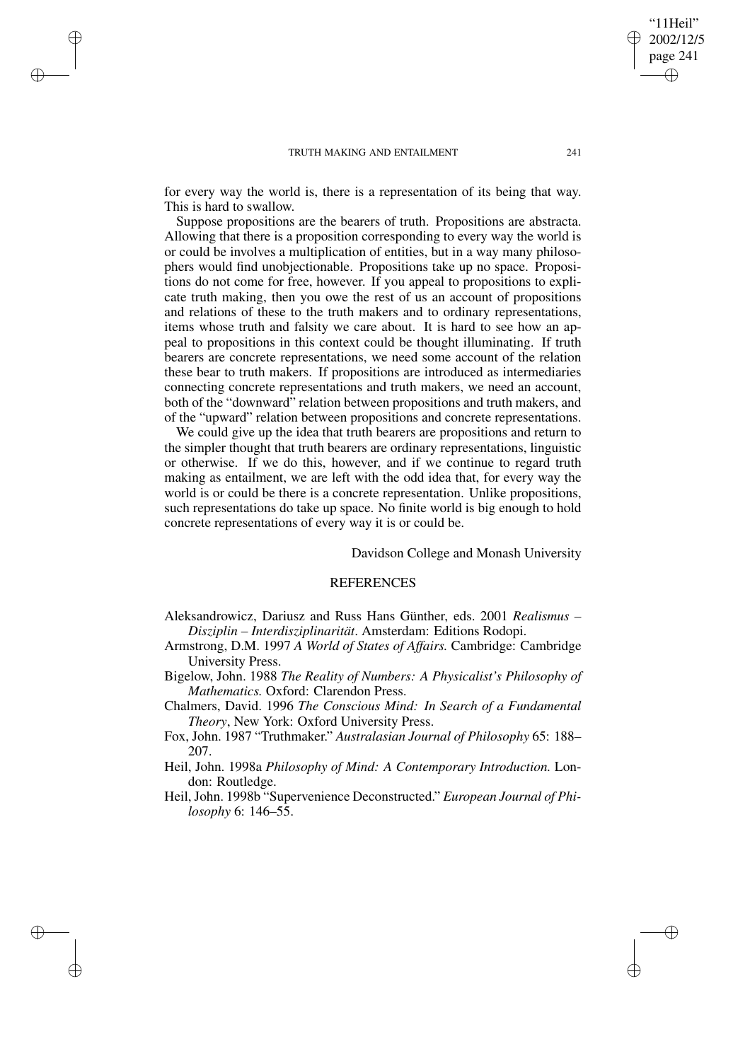for every way the world is, there is a representation of its being that way. This is hard to swallow.

Suppose propositions are the bearers of truth. Propositions are abstracta. Allowing that there is a proposition corresponding to every way the world is or could be involves a multiplication of entities, but in a way many philosophers would find unobjectionable. Propositions take up no space. Propositions do not come for free, however. If you appeal to propositions to explicate truth making, then you owe the rest of us an account of propositions and relations of these to the truth makers and to ordinary representations, items whose truth and falsity we care about. It is hard to see how an appeal to propositions in this context could be thought illuminating. If truth bearers are concrete representations, we need some account of the relation these bear to truth makers. If propositions are introduced as intermediaries connecting concrete representations and truth makers, we need an account, both of the "downward" relation between propositions and truth makers, and of the "upward" relation between propositions and concrete representations.

We could give up the idea that truth bearers are propositions and return to the simpler thought that truth bearers are ordinary representations, linguistic or otherwise. If we do this, however, and if we continue to regard truth making as entailment, we are left with the odd idea that, for every way the world is or could be there is a concrete representation. Unlike propositions, such representations do take up space. No finite world is big enough to hold concrete representations of every way it is or could be.

Davidson College and Monash University

## REFERENCES

Aleksandrowicz, Dariusz and Russ Hans Günther, eds. 2001 *Realismus – Disziplin – Interdisziplinarität*. Amsterdam: Editions Rodopi.

Armstrong, D.M. 1997 *A World of States of Affairs.* Cambridge: Cambridge University Press.

Bigelow, John. 1988 *The Reality of Numbers: A Physicalist's Philosophy of Mathematics.* Oxford: Clarendon Press.

Chalmers, David. 1996 *The Conscious Mind: In Search of a Fundamental Theory*, New York: Oxford University Press.

Fox, John. 1987 "Truthmaker." *Australasian Journal of Philosophy* 65: 188–207.

Heil, John. 1998a *Philosophy of Mind: A Contemporary Introduction.* London: Routledge.

Heil, John. 1998b "Supervenience Deconstructed." *European Journal of Philosophy* 6: 146–55.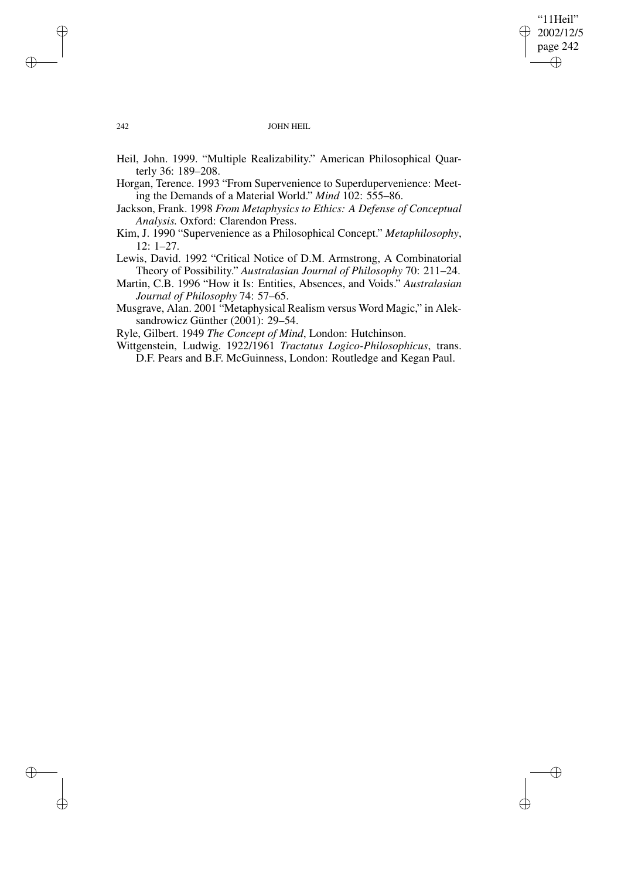Heil, John. 1999. "Multiple Realizability." American Philosophical Quarterly 36: 189–208.

Horgan, Terence. 1993 "From Supervenience to Superdupervenience: Meeting the Demands of a Material World." *Mind* 102: 555–86.

Jackson, Frank. 1998 *From Metaphysics to Ethics: A Defense of Conceptual Analysis.* Oxford: Clarendon Press.

Kim, J. 1990 "Supervenience as a Philosophical Concept." *Metaphilosophy*, 12: 1–27.

Lewis, David. 1992 "Critical Notice of D.M. Armstrong, A Combinatorial Theory of Possibility." *Australasian Journal of Philosophy* 70: 211–24.

Martin, C.B. 1996 "How it Is: Entities, Absences, and Voids." *Australasian Journal of Philosophy* 74: 57–65.

Musgrave, Alan. 2001 "Metaphysical Realism versus Word Magic," in Aleksandrowicz Günther (2001): 29–54.

Ryle, Gilbert. 1949 *The Concept of Mind*, London: Hutchinson.

Wittgenstein, Ludwig. 1922/1961 *Tractatus Logico-Philosophicus*, trans. D.F. Pears and B.F. McGuinness, London: Routledge and Kegan Paul.